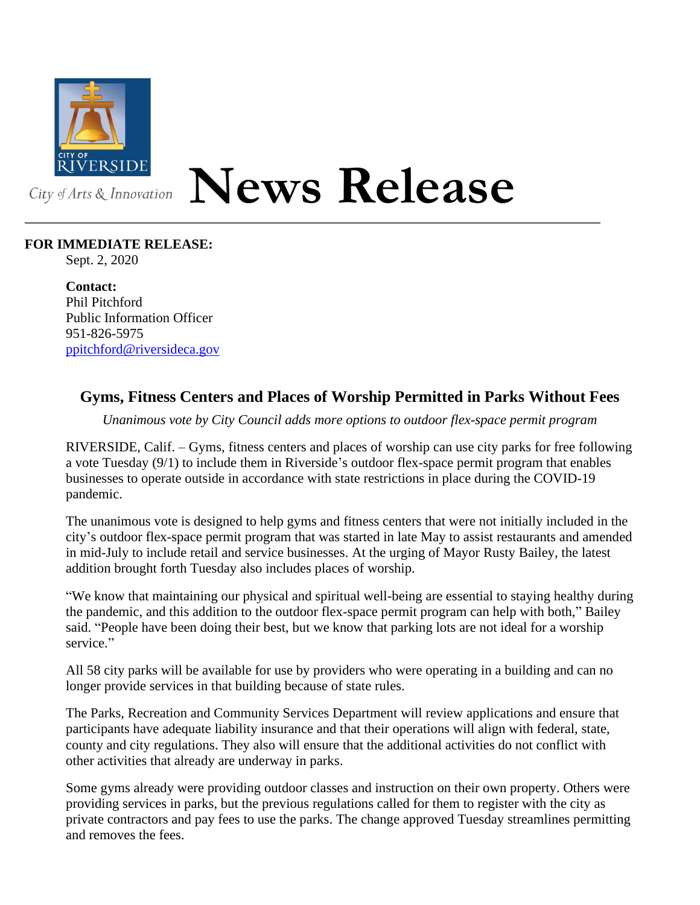CITY OF RIVERSIDE

*City of Arts & Innovation*

# News Release

**FOR IMMEDIATE RELEASE:**

Sept. 2, 2020

**Contact:**
Phil Pitchford
Public Information Officer
951-826-5975
ppitchford@riversideca.gov

## Gyms, Fitness Centers and Places of Worship Permitted in Parks Without Fees

*Unanimous vote by City Council adds more options to outdoor flex-space permit program*

RIVERSIDE, Calif. – Gyms, fitness centers and places of worship can use city parks for free following a vote Tuesday (9/1) to include them in Riverside's outdoor flex-space permit program that enables businesses to operate outside in accordance with state restrictions in place during the COVID-19 pandemic.

The unanimous vote is designed to help gyms and fitness centers that were not initially included in the city's outdoor flex-space permit program that was started in late May to assist restaurants and amended in mid-July to include retail and service businesses. At the urging of Mayor Rusty Bailey, the latest addition brought forth Tuesday also includes places of worship.

"We know that maintaining our physical and spiritual well-being are essential to staying healthy during the pandemic, and this addition to the outdoor flex-space permit program can help with both," Bailey said. "People have been doing their best, but we know that parking lots are not ideal for a worship service."

All 58 city parks will be available for use by providers who were operating in a building and can no longer provide services in that building because of state rules.

The Parks, Recreation and Community Services Department will review applications and ensure that participants have adequate liability insurance and that their operations will align with federal, state, county and city regulations. They also will ensure that the additional activities do not conflict with other activities that already are underway in parks.

Some gyms already were providing outdoor classes and instruction on their own property. Others were providing services in parks, but the previous regulations called for them to register with the city as private contractors and pay fees to use the parks. The change approved Tuesday streamlines permitting and removes the fees.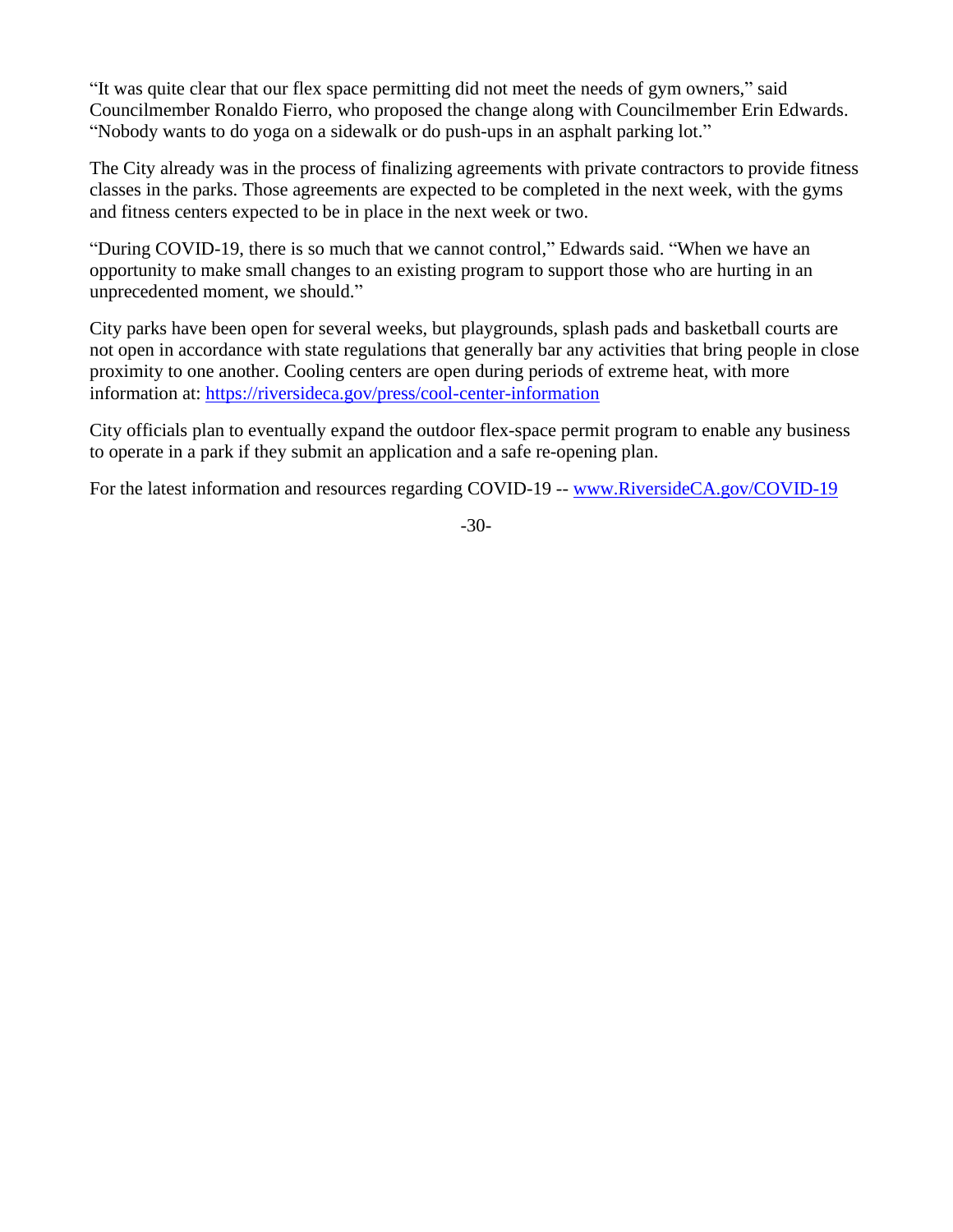"It was quite clear that our flex space permitting did not meet the needs of gym owners," said Councilmember Ronaldo Fierro, who proposed the change along with Councilmember Erin Edwards. "Nobody wants to do yoga on a sidewalk or do push-ups in an asphalt parking lot."

The City already was in the process of finalizing agreements with private contractors to provide fitness classes in the parks. Those agreements are expected to be completed in the next week, with the gyms and fitness centers expected to be in place in the next week or two.

"During COVID-19, there is so much that we cannot control," Edwards said. "When we have an opportunity to make small changes to an existing program to support those who are hurting in an unprecedented moment, we should."

City parks have been open for several weeks, but playgrounds, splash pads and basketball courts are not open in accordance with state regulations that generally bar any activities that bring people in close proximity to one another. Cooling centers are open during periods of extreme heat, with more information at: [https://riversideca.gov/press/cool-center-information](https://riversideca.gov/press/cool-center-information)

City officials plan to eventually expand the outdoor flex-space permit program to enable any business to operate in a park if they submit an application and a safe re-opening plan.

For the latest information and resources regarding COVID-19 -- [www.RiversideCA.gov/COVID-19](http://www.RiversideCA.gov/COVID-19)

-30-